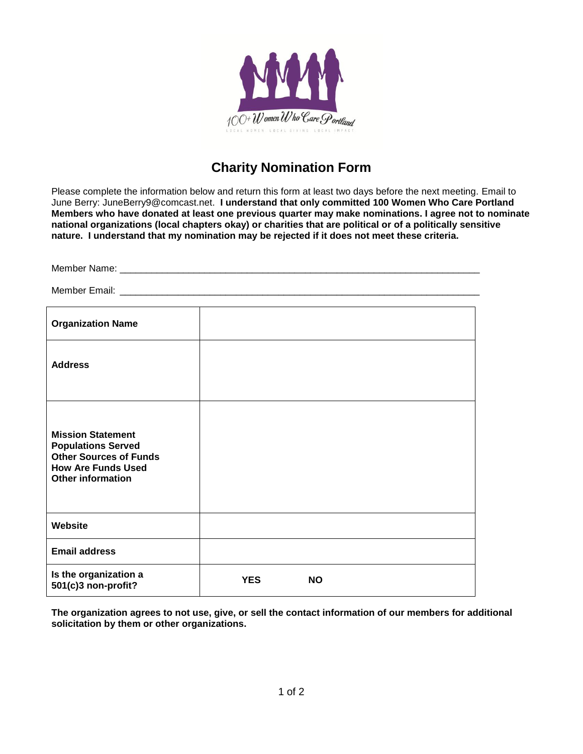100+ Women Who Care Portland

LOCAL WOMEN · LOCAL GIVING · LOCAL IMPACT

## Charity Nomination Form

Please complete the information below and return this form at least two days before the next meeting. Email to June Berry: JuneBerry9@comcast.net. **I understand that only committed 100 Women Who Care Portland Members who have donated at least one previous quarter may make nominations. I agree not to nominate national organizations (local chapters okay) or charities that are political or of a politically sensitive nature. I understand that my nomination may be rejected if it does not meet these criteria.**

Member Name: ______________________________________________________________________

Member Email: ______________________________________________________________________

| | |
|---|---|
| **Organization Name** | |
| **Address** | |
| **Mission Statement**<br>**Populations Served**<br>**Other Sources of Funds**<br>**How Are Funds Used**<br>**Other information** | |
| **Website** | |
| **Email address** | |
| **Is the organization a 501(c)3 non-profit?** | **YES** **NO** |

**The organization agrees to not use, give, or sell the contact information of our members for additional solicitation by them or other organizations.**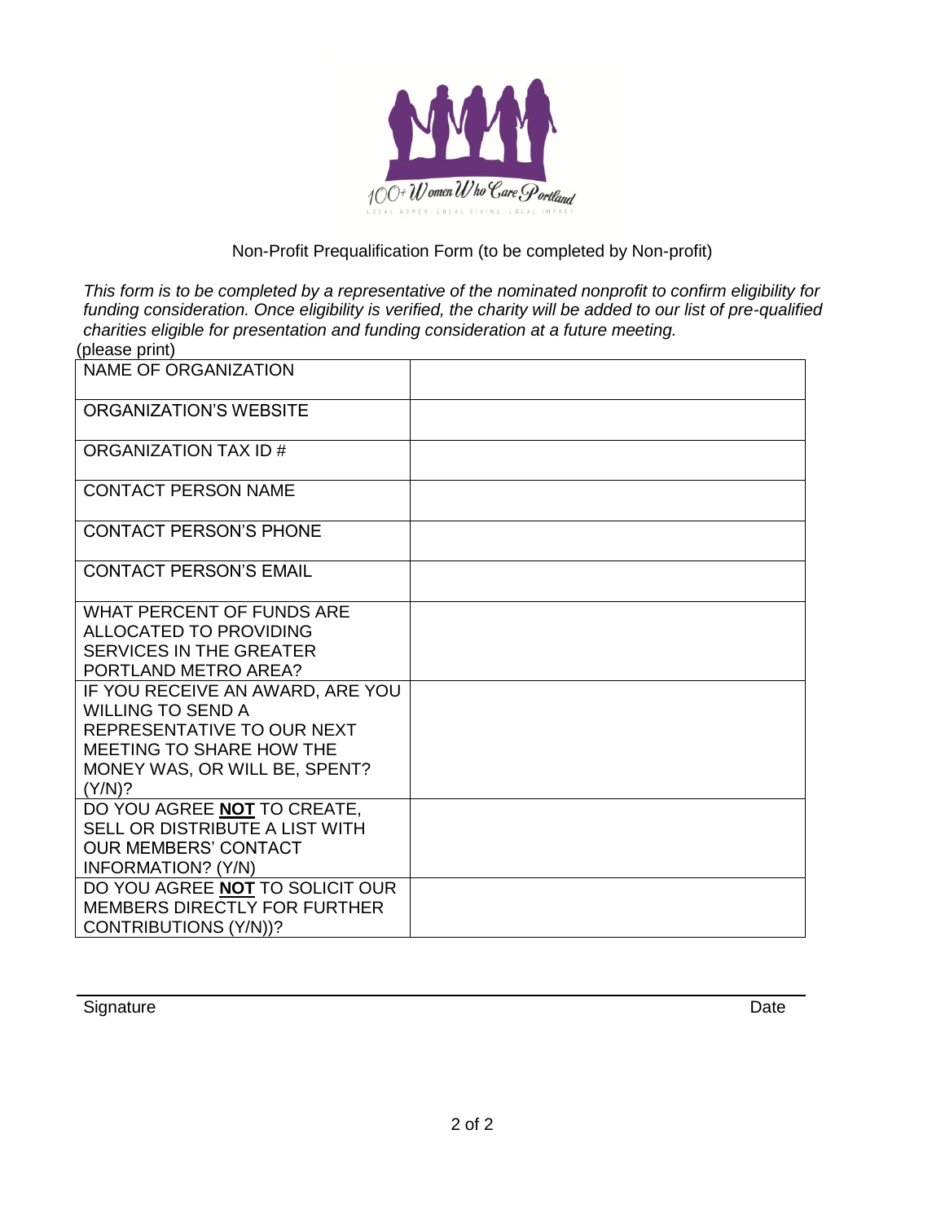Non-Profit Prequalification Form (to be completed by Non-profit)

*This form is to be completed by a representative of the nominated nonprofit to confirm eligibility for funding consideration. Once eligibility is verified, the charity will be added to our list of pre-qualified charities eligible for presentation and funding consideration at a future meeting.*

(please print)

| | |
|---|---|
| NAME OF ORGANIZATION | |
| ORGANIZATION'S WEBSITE | |
| ORGANIZATION TAX ID # | |
| CONTACT PERSON NAME | |
| CONTACT PERSON'S PHONE | |
| CONTACT PERSON'S EMAIL | |
| WHAT PERCENT OF FUNDS ARE ALLOCATED TO PROVIDING SERVICES IN THE GREATER PORTLAND METRO AREA? | |
| IF YOU RECEIVE AN AWARD, ARE YOU WILLING TO SEND A REPRESENTATIVE TO OUR NEXT MEETING TO SHARE HOW THE MONEY WAS, OR WILL BE, SPENT? (Y/N)? | |
| DO YOU AGREE **NOT** TO CREATE, SELL OR DISTRIBUTE A LIST WITH OUR MEMBERS' CONTACT INFORMATION? (Y/N) | |
| DO YOU AGREE **NOT** TO SOLICIT OUR MEMBERS DIRECTLY FOR FURTHER CONTRIBUTIONS (Y/N))? | |

Signature                                                                                                                        Date